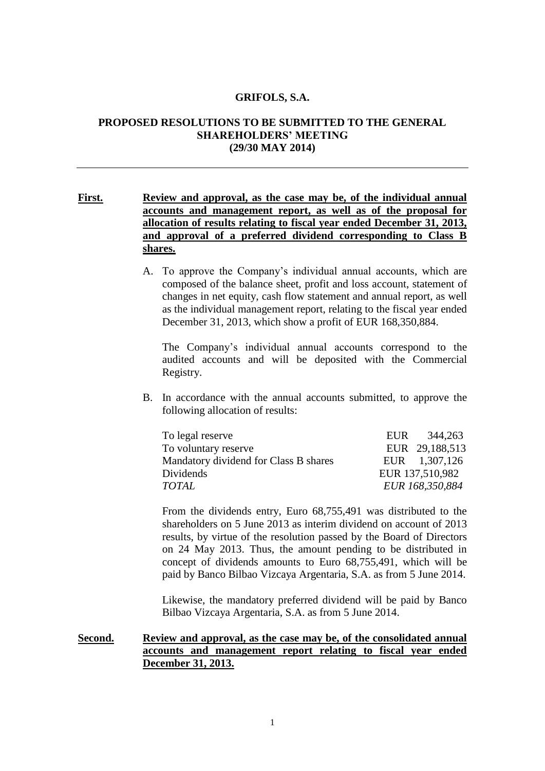**GRIFOLS, S.A.**

**PROPOSED RESOLUTIONS TO BE SUBMITTED TO THE GENERAL SHAREHOLDERS' MEETING (29/30 MAY 2014)**

---

**First.** **Review and approval, as the case may be, of the individual annual accounts and management report, as well as of the proposal for allocation of results relating to fiscal year ended December 31, 2013, and approval of a preferred dividend corresponding to Class B shares.**

A. To approve the Company's individual annual accounts, which are composed of the balance sheet, profit and loss account, statement of changes in net equity, cash flow statement and annual report, as well as the individual management report, relating to the fiscal year ended December 31, 2013, which show a profit of EUR 168,350,884.

The Company's individual annual accounts correspond to the audited accounts and will be deposited with the Commercial Registry.

B. In accordance with the annual accounts submitted, to approve the following allocation of results:

| | |
|---|---|
| To legal reserve | EUR 344,263 |
| To voluntary reserve | EUR 29,188,513 |
| Mandatory dividend for Class B shares | EUR 1,307,126 |
| Dividends | EUR 137,510,982 |
| *TOTAL* | *EUR 168,350,884* |

From the dividends entry, Euro 68,755,491 was distributed to the shareholders on 5 June 2013 as interim dividend on account of 2013 results, by virtue of the resolution passed by the Board of Directors on 24 May 2013. Thus, the amount pending to be distributed in concept of dividends amounts to Euro 68,755,491, which will be paid by Banco Bilbao Vizcaya Argentaria, S.A. as from 5 June 2014.

Likewise, the mandatory preferred dividend will be paid by Banco Bilbao Vizcaya Argentaria, S.A. as from 5 June 2014.

**Second.** **Review and approval, as the case may be, of the consolidated annual accounts and management report relating to fiscal year ended December 31, 2013.**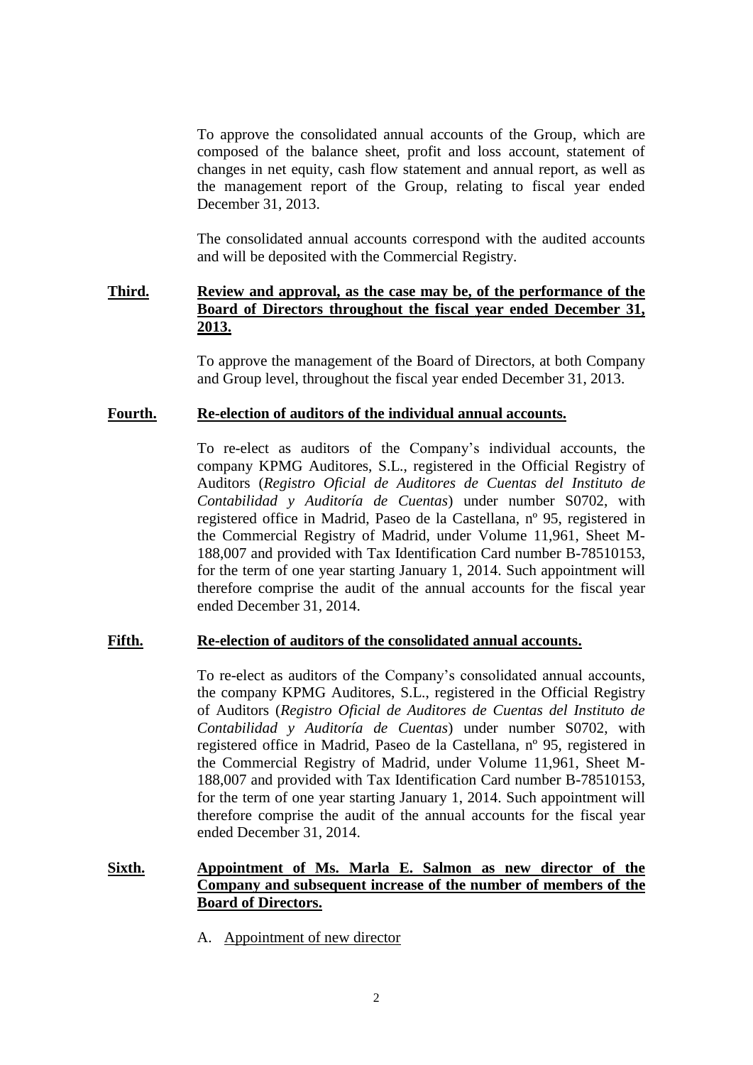To approve the consolidated annual accounts of the Group, which are composed of the balance sheet, profit and loss account, statement of changes in net equity, cash flow statement and annual report, as well as the management report of the Group, relating to fiscal year ended December 31, 2013.

The consolidated annual accounts correspond with the audited accounts and will be deposited with the Commercial Registry.

**Third. Review and approval, as the case may be, of the performance of the Board of Directors throughout the fiscal year ended December 31, 2013.**

To approve the management of the Board of Directors, at both Company and Group level, throughout the fiscal year ended December 31, 2013.

**Fourth. Re-election of auditors of the individual annual accounts.**

To re-elect as auditors of the Company's individual accounts, the company KPMG Auditores, S.L., registered in the Official Registry of Auditors (*Registro Oficial de Auditores de Cuentas del Instituto de Contabilidad y Auditoría de Cuentas*) under number S0702, with registered office in Madrid, Paseo de la Castellana, nº 95, registered in the Commercial Registry of Madrid, under Volume 11,961, Sheet M-188,007 and provided with Tax Identification Card number B-78510153, for the term of one year starting January 1, 2014. Such appointment will therefore comprise the audit of the annual accounts for the fiscal year ended December 31, 2014.

**Fifth. Re-election of auditors of the consolidated annual accounts.**

To re-elect as auditors of the Company's consolidated annual accounts, the company KPMG Auditores, S.L., registered in the Official Registry of Auditors (*Registro Oficial de Auditores de Cuentas del Instituto de Contabilidad y Auditoría de Cuentas*) under number S0702, with registered office in Madrid, Paseo de la Castellana, nº 95, registered in the Commercial Registry of Madrid, under Volume 11,961, Sheet M-188,007 and provided with Tax Identification Card number B-78510153, for the term of one year starting January 1, 2014. Such appointment will therefore comprise the audit of the annual accounts for the fiscal year ended December 31, 2014.

**Sixth. Appointment of Ms. Marla E. Salmon as new director of the Company and subsequent increase of the number of members of the Board of Directors.**

A. Appointment of new director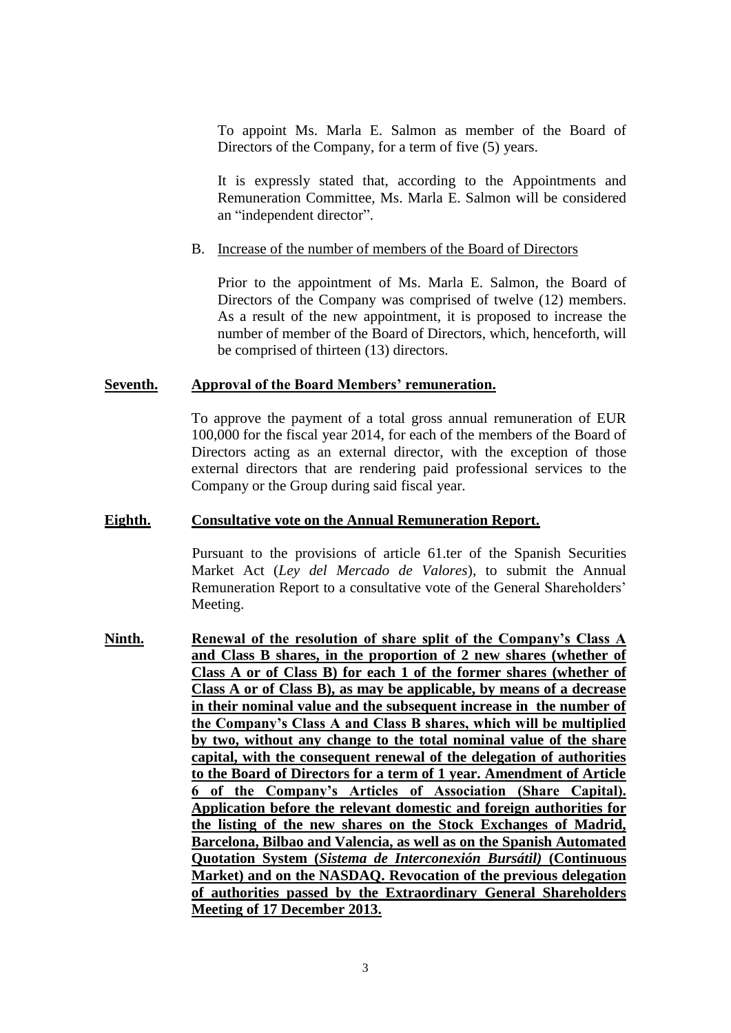To appoint Ms. Marla E. Salmon as member of the Board of Directors of the Company, for a term of five (5) years.

It is expressly stated that, according to the Appointments and Remuneration Committee, Ms. Marla E. Salmon will be considered an "independent director".

B. Increase of the number of members of the Board of Directors

Prior to the appointment of Ms. Marla E. Salmon, the Board of Directors of the Company was comprised of twelve (12) members. As a result of the new appointment, it is proposed to increase the number of member of the Board of Directors, which, henceforth, will be comprised of thirteen (13) directors.

**Seventh. Approval of the Board Members' remuneration.**

To approve the payment of a total gross annual remuneration of EUR 100,000 for the fiscal year 2014, for each of the members of the Board of Directors acting as an external director, with the exception of those external directors that are rendering paid professional services to the Company or the Group during said fiscal year.

**Eighth. Consultative vote on the Annual Remuneration Report.**

Pursuant to the provisions of article 61.ter of the Spanish Securities Market Act (*Ley del Mercado de Valores*), to submit the Annual Remuneration Report to a consultative vote of the General Shareholders' Meeting.

**Ninth. Renewal of the resolution of share split of the Company's Class A and Class B shares, in the proportion of 2 new shares (whether of Class A or of Class B) for each 1 of the former shares (whether of Class A or of Class B), as may be applicable, by means of a decrease in their nominal value and the subsequent increase in the number of the Company's Class A and Class B shares, which will be multiplied by two, without any change to the total nominal value of the share capital, with the consequent renewal of the delegation of authorities to the Board of Directors for a term of 1 year. Amendment of Article 6 of the Company's Articles of Association (Share Capital). Application before the relevant domestic and foreign authorities for the listing of the new shares on the Stock Exchanges of Madrid, Barcelona, Bilbao and Valencia, as well as on the Spanish Automated Quotation System (*Sistema de Interconexión Bursátil)* (Continuous Market) and on the NASDAQ. Revocation of the previous delegation of authorities passed by the Extraordinary General Shareholders Meeting of 17 December 2013.**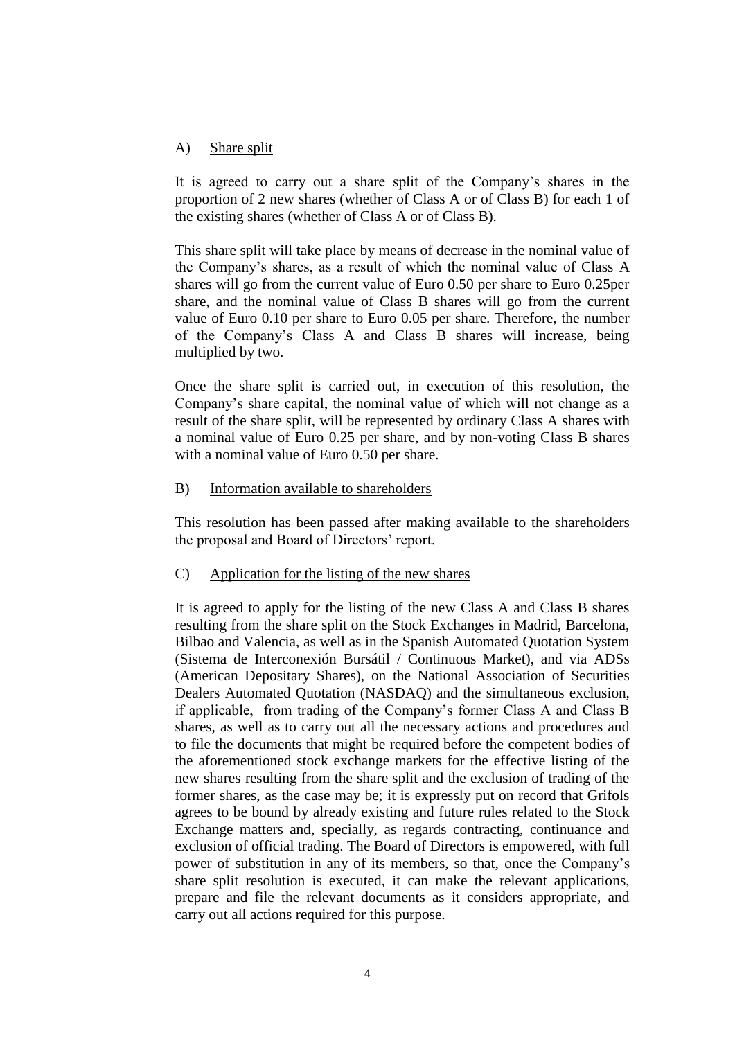A) Share split

It is agreed to carry out a share split of the Company's shares in the proportion of 2 new shares (whether of Class A or of Class B) for each 1 of the existing shares (whether of Class A or of Class B).

This share split will take place by means of decrease in the nominal value of the Company's shares, as a result of which the nominal value of Class A shares will go from the current value of Euro 0.50 per share to Euro 0.25per share, and the nominal value of Class B shares will go from the current value of Euro 0.10 per share to Euro 0.05 per share. Therefore, the number of the Company's Class A and Class B shares will increase, being multiplied by two.

Once the share split is carried out, in execution of this resolution, the Company's share capital, the nominal value of which will not change as a result of the share split, will be represented by ordinary Class A shares with a nominal value of Euro 0.25 per share, and by non-voting Class B shares with a nominal value of Euro 0.50 per share.

B) Information available to shareholders

This resolution has been passed after making available to the shareholders the proposal and Board of Directors' report.

C) Application for the listing of the new shares

It is agreed to apply for the listing of the new Class A and Class B shares resulting from the share split on the Stock Exchanges in Madrid, Barcelona, Bilbao and Valencia, as well as in the Spanish Automated Quotation System (Sistema de Interconexión Bursátil / Continuous Market), and via ADSs (American Depositary Shares), on the National Association of Securities Dealers Automated Quotation (NASDAQ) and the simultaneous exclusion, if applicable, from trading of the Company's former Class A and Class B shares, as well as to carry out all the necessary actions and procedures and to file the documents that might be required before the competent bodies of the aforementioned stock exchange markets for the effective listing of the new shares resulting from the share split and the exclusion of trading of the former shares, as the case may be; it is expressly put on record that Grifols agrees to be bound by already existing and future rules related to the Stock Exchange matters and, specially, as regards contracting, continuance and exclusion of official trading. The Board of Directors is empowered, with full power of substitution in any of its members, so that, once the Company's share split resolution is executed, it can make the relevant applications, prepare and file the relevant documents as it considers appropriate, and carry out all actions required for this purpose.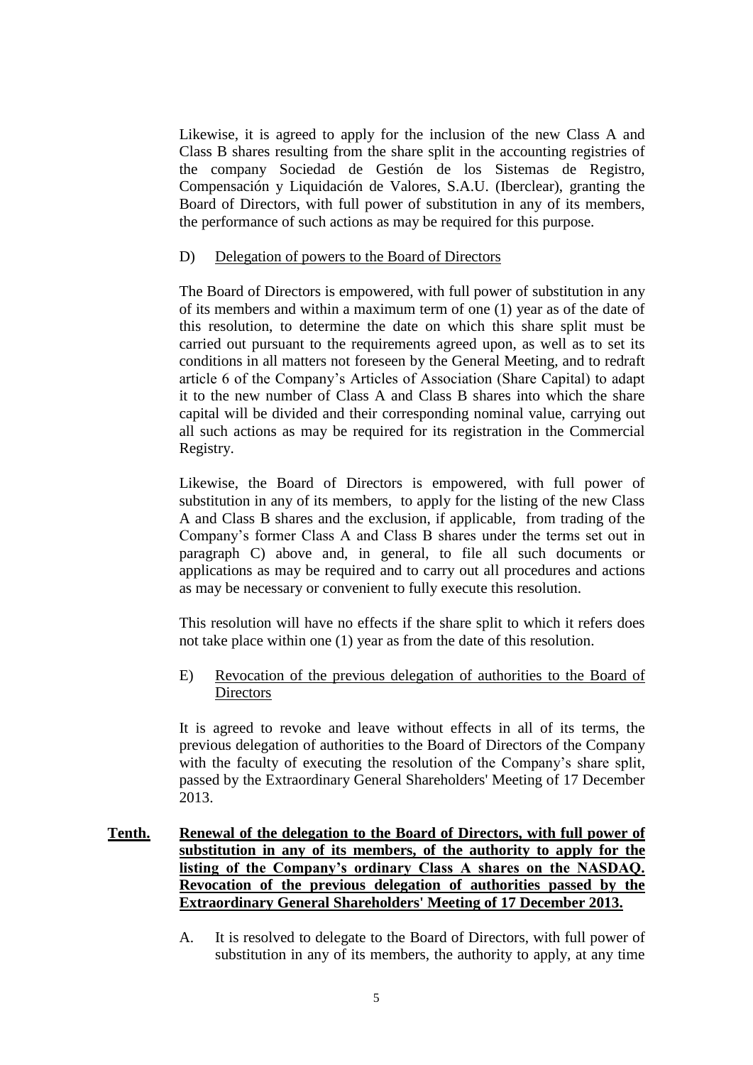Likewise, it is agreed to apply for the inclusion of the new Class A and Class B shares resulting from the share split in the accounting registries of the company Sociedad de Gestión de los Sistemas de Registro, Compensación y Liquidación de Valores, S.A.U. (Iberclear), granting the Board of Directors, with full power of substitution in any of its members, the performance of such actions as may be required for this purpose.

D) <u>Delegation of powers to the Board of Directors</u>

The Board of Directors is empowered, with full power of substitution in any of its members and within a maximum term of one (1) year as of the date of this resolution, to determine the date on which this share split must be carried out pursuant to the requirements agreed upon, as well as to set its conditions in all matters not foreseen by the General Meeting, and to redraft article 6 of the Company's Articles of Association (Share Capital) to adapt it to the new number of Class A and Class B shares into which the share capital will be divided and their corresponding nominal value, carrying out all such actions as may be required for its registration in the Commercial Registry.

Likewise, the Board of Directors is empowered, with full power of substitution in any of its members, to apply for the listing of the new Class A and Class B shares and the exclusion, if applicable, from trading of the Company's former Class A and Class B shares under the terms set out in paragraph C) above and, in general, to file all such documents or applications as may be required and to carry out all procedures and actions as may be necessary or convenient to fully execute this resolution.

This resolution will have no effects if the share split to which it refers does not take place within one (1) year as from the date of this resolution.

E) <u>Revocation of the previous delegation of authorities to the Board of Directors</u>

It is agreed to revoke and leave without effects in all of its terms, the previous delegation of authorities to the Board of Directors of the Company with the faculty of executing the resolution of the Company's share split, passed by the Extraordinary General Shareholders' Meeting of 17 December 2013.

**Tenth. Renewal of the delegation to the Board of Directors, with full power of substitution in any of its members, of the authority to apply for the listing of the Company's ordinary Class A shares on the NASDAQ. Revocation of the previous delegation of authorities passed by the Extraordinary General Shareholders' Meeting of 17 December 2013.**

A. It is resolved to delegate to the Board of Directors, with full power of substitution in any of its members, the authority to apply, at any time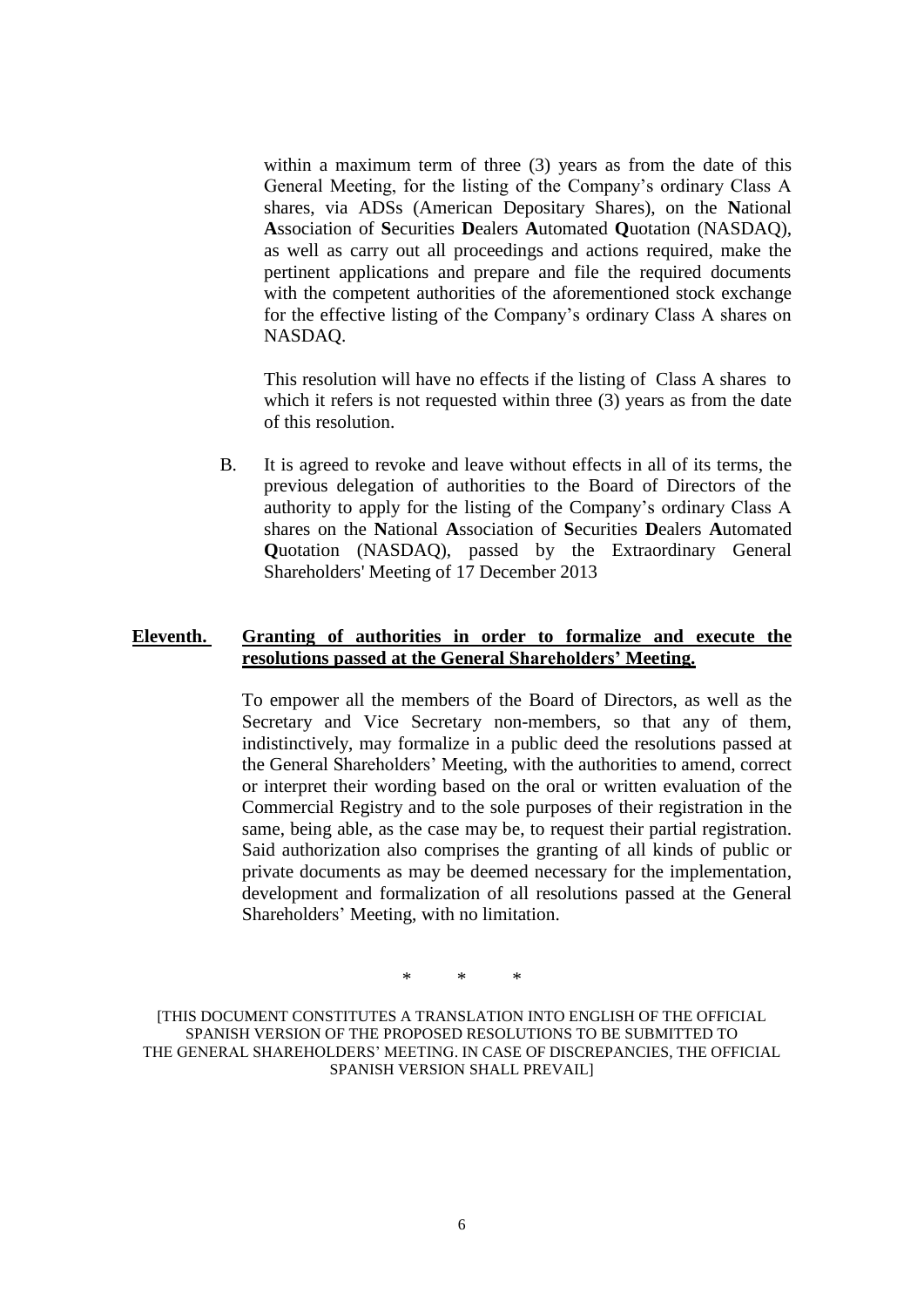within a maximum term of three (3) years as from the date of this General Meeting, for the listing of the Company's ordinary Class A shares, via ADSs (American Depositary Shares), on the **N**ational **A**ssociation of **S**ecurities **D**ealers **A**utomated **Q**uotation (NASDAQ), as well as carry out all proceedings and actions required, make the pertinent applications and prepare and file the required documents with the competent authorities of the aforementioned stock exchange for the effective listing of the Company's ordinary Class A shares on NASDAQ.

This resolution will have no effects if the listing of Class A shares to which it refers is not requested within three (3) years as from the date of this resolution.

B. It is agreed to revoke and leave without effects in all of its terms, the previous delegation of authorities to the Board of Directors of the authority to apply for the listing of the Company's ordinary Class A shares on the **N**ational **A**ssociation of **S**ecurities **D**ealers **A**utomated **Q**uotation (NASDAQ), passed by the Extraordinary General Shareholders' Meeting of 17 December 2013

**Eleventh. Granting of authorities in order to formalize and execute the resolutions passed at the General Shareholders' Meeting.**

To empower all the members of the Board of Directors, as well as the Secretary and Vice Secretary non-members, so that any of them, indistinctively, may formalize in a public deed the resolutions passed at the General Shareholders' Meeting, with the authorities to amend, correct or interpret their wording based on the oral or written evaluation of the Commercial Registry and to the sole purposes of their registration in the same, being able, as the case may be, to request their partial registration. Said authorization also comprises the granting of all kinds of public or private documents as may be deemed necessary for the implementation, development and formalization of all resolutions passed at the General Shareholders' Meeting, with no limitation.

\* \* \*

[THIS DOCUMENT CONSTITUTES A TRANSLATION INTO ENGLISH OF THE OFFICIAL SPANISH VERSION OF THE PROPOSED RESOLUTIONS TO BE SUBMITTED TO THE GENERAL SHAREHOLDERS' MEETING. IN CASE OF DISCREPANCIES, THE OFFICIAL SPANISH VERSION SHALL PREVAIL]